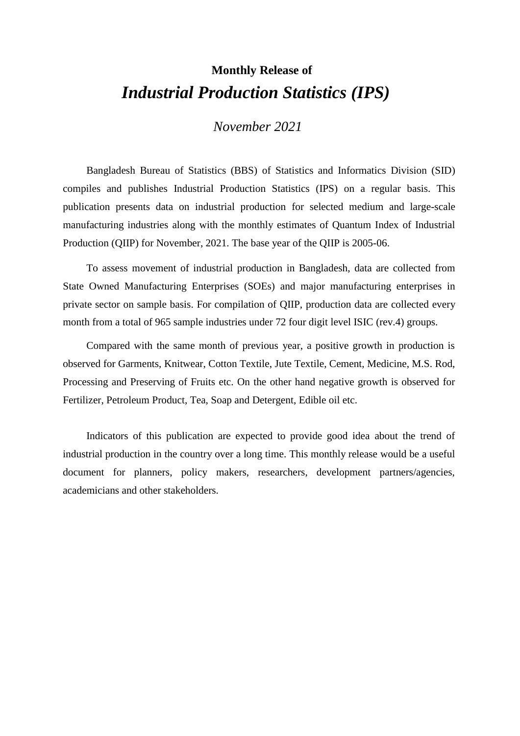**Monthly Release of**

# *Industrial Production Statistics (IPS)*

## *November 2021*

Bangladesh Bureau of Statistics (BBS) of Statistics and Informatics Division (SID) compiles and publishes Industrial Production Statistics (IPS) on a regular basis. This publication presents data on industrial production for selected medium and large-scale manufacturing industries along with the monthly estimates of Quantum Index of Industrial Production (QIIP) for November, 2021. The base year of the QIIP is 2005-06.

To assess movement of industrial production in Bangladesh, data are collected from State Owned Manufacturing Enterprises (SOEs) and major manufacturing enterprises in private sector on sample basis. For compilation of QIIP, production data are collected every month from a total of 965 sample industries under 72 four digit level ISIC (rev.4) groups.

Compared with the same month of previous year, a positive growth in production is observed for Garments, Knitwear, Cotton Textile, Jute Textile, Cement, Medicine, M.S. Rod, Processing and Preserving of Fruits etc. On the other hand negative growth is observed for Fertilizer, Petroleum Product, Tea, Soap and Detergent, Edible oil etc.

Indicators of this publication are expected to provide good idea about the trend of industrial production in the country over a long time. This monthly release would be a useful document for planners, policy makers, researchers, development partners/agencies, academicians and other stakeholders.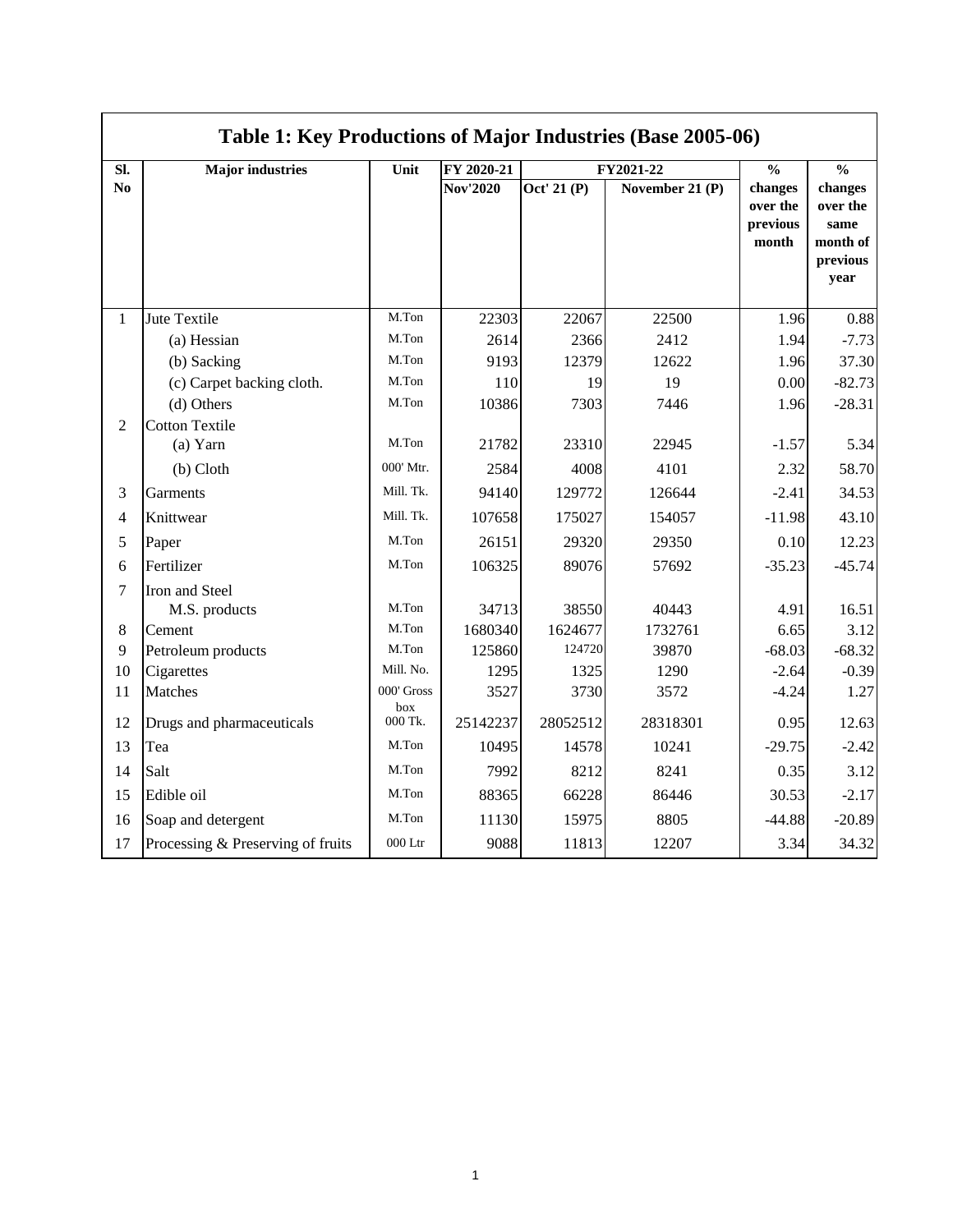# Table 1: Key Productions of Major Industries (Base 2005-06)

| Sl. No | Major industries | Unit | FY 2020-21 | FY2021-22 | | % changes over the previous month | % changes over the same month of previous year |
|---|---|---|---|---|---|---|---|
| | | | Nov'2020 | Oct' 21 (P) | November 21 (P) | | |
| 1 | Jute Textile | M.Ton | 22303 | 22067 | 22500 | 1.96 | 0.88 |
| | (a) Hessian | M.Ton | 2614 | 2366 | 2412 | 1.94 | -7.73 |
| | (b) Sacking | M.Ton | 9193 | 12379 | 12622 | 1.96 | 37.30 |
| | (c) Carpet backing cloth. | M.Ton | 110 | 19 | 19 | 0.00 | -82.73 |
| | (d) Others | M.Ton | 10386 | 7303 | 7446 | 1.96 | -28.31 |
| 2 | Cotton Textile | | | | | | |
| | (a) Yarn | M.Ton | 21782 | 23310 | 22945 | -1.57 | 5.34 |
| | (b) Cloth | 000' Mtr. | 2584 | 4008 | 4101 | 2.32 | 58.70 |
| 3 | Garments | Mill. Tk. | 94140 | 129772 | 126644 | -2.41 | 34.53 |
| 4 | Knittwear | Mill. Tk. | 107658 | 175027 | 154057 | -11.98 | 43.10 |
| 5 | Paper | M.Ton | 26151 | 29320 | 29350 | 0.10 | 12.23 |
| 6 | Fertilizer | M.Ton | 106325 | 89076 | 57692 | -35.23 | -45.74 |
| 7 | Iron and Steel | | | | | | |
| | M.S. products | M.Ton | 34713 | 38550 | 40443 | 4.91 | 16.51 |
| 8 | Cement | M.Ton | 1680340 | 1624677 | 1732761 | 6.65 | 3.12 |
| 9 | Petroleum products | M.Ton | 125860 | 124720 | 39870 | -68.03 | -68.32 |
| 10 | Cigarettes | Mill. No. | 1295 | 1325 | 1290 | -2.64 | -0.39 |
| 11 | Matches | 000' Gross box | 3527 | 3730 | 3572 | -4.24 | 1.27 |
| 12 | Drugs and pharmaceuticals | 000 Tk. | 25142237 | 28052512 | 28318301 | 0.95 | 12.63 |
| 13 | Tea | M.Ton | 10495 | 14578 | 10241 | -29.75 | -2.42 |
| 14 | Salt | M.Ton | 7992 | 8212 | 8241 | 0.35 | 3.12 |
| 15 | Edible oil | M.Ton | 88365 | 66228 | 86446 | 30.53 | -2.17 |
| 16 | Soap and detergent | M.Ton | 11130 | 15975 | 8805 | -44.88 | -20.89 |
| 17 | Processing & Preserving of fruits | 000 Ltr | 9088 | 11813 | 12207 | 3.34 | 34.32 |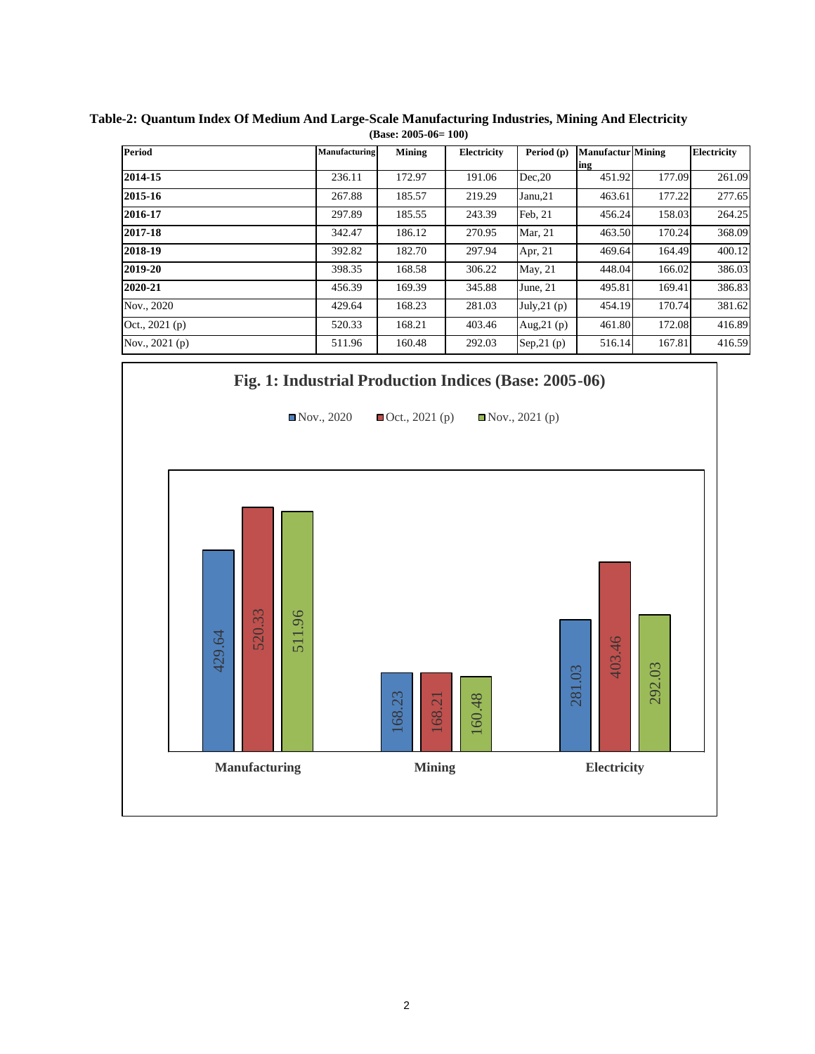**Table-2: Quantum Index Of Medium And Large-Scale Manufacturing Industries, Mining And Electricity**
**(Base: 2005-06= 100)**

| Period | Manufacturing | Mining | Electricity | Period (p) | Manufacturing | Mining | Electricity |
|---|---|---|---|---|---|---|---|
| **2014-15** | 236.11 | 172.97 | 191.06 | Dec,20 | 451.92 | 177.09 | 261.09 |
| **2015-16** | 267.88 | 185.57 | 219.29 | Janu,21 | 463.61 | 177.22 | 277.65 |
| **2016-17** | 297.89 | 185.55 | 243.39 | Feb, 21 | 456.24 | 158.03 | 264.25 |
| **2017-18** | 342.47 | 186.12 | 270.95 | Mar, 21 | 463.50 | 170.24 | 368.09 |
| **2018-19** | 392.82 | 182.70 | 297.94 | Apr, 21 | 469.64 | 164.49 | 400.12 |
| **2019-20** | 398.35 | 168.58 | 306.22 | May, 21 | 448.04 | 166.02 | 386.03 |
| **2020-21** | 456.39 | 169.39 | 345.88 | June, 21 | 495.81 | 169.41 | 386.83 |
| Nov., 2020 | 429.64 | 168.23 | 281.03 | July,21 (p) | 454.19 | 170.74 | 381.62 |
| Oct., 2021 (p) | 520.33 | 168.21 | 403.46 | Aug,21 (p) | 461.80 | 172.08 | 416.89 |
| Nov., 2021 (p) | 511.96 | 160.48 | 292.03 | Sep,21 (p) | 516.14 | 167.81 | 416.59 |

**Fig. 1: Industrial Production Indices (Base: 2005-06)**

| | Nov., 2020 | Oct., 2021 (p) | Nov., 2021 (p) |
|---|---|---|---|
| Manufacturing | 429.64 | 520.33 | 511.96 |
| Mining | 168.23 | 168.21 | 160.48 |
| Electricity | 281.03 | 403.46 | 292.03 |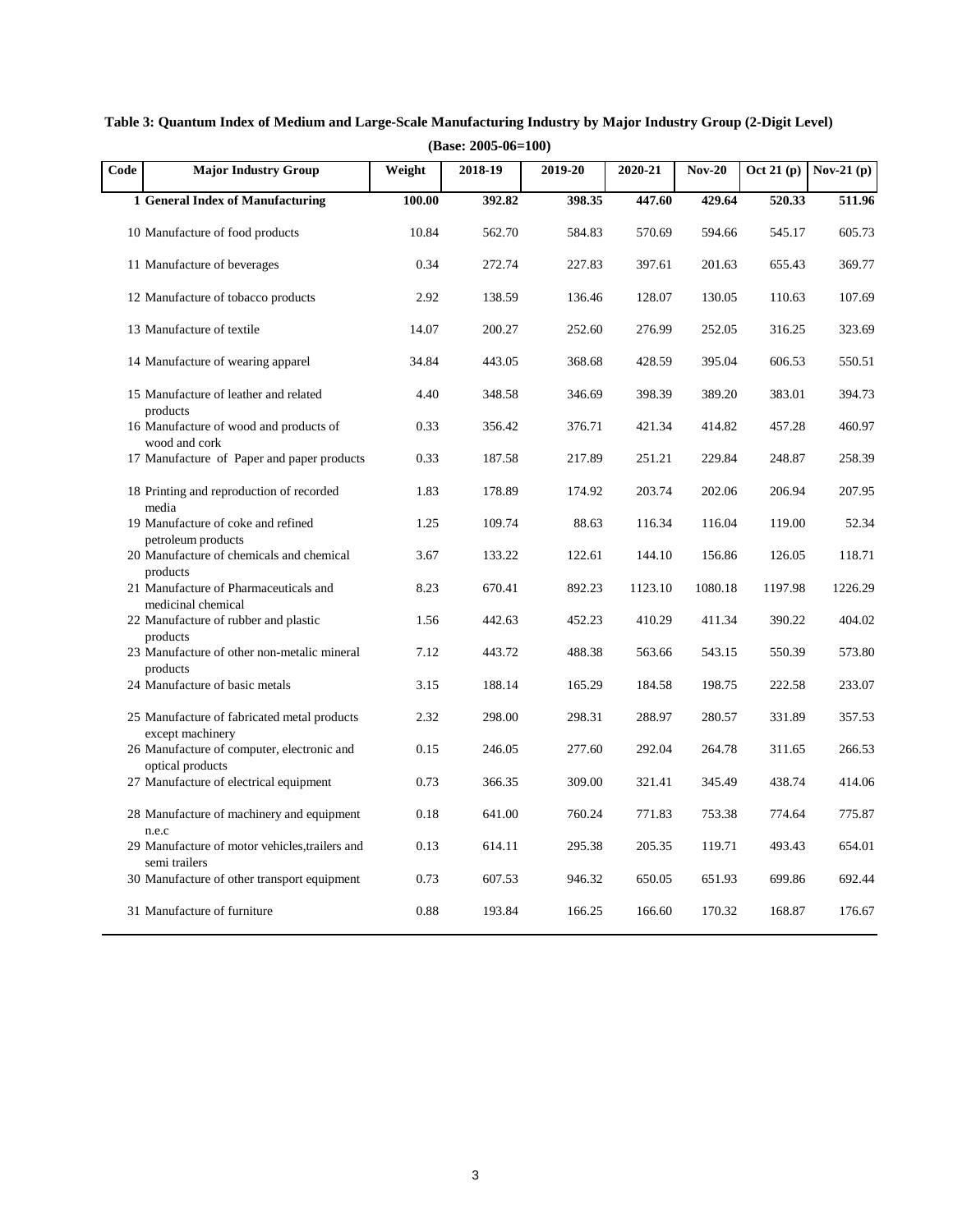**Table 3: Quantum Index of Medium and Large-Scale Manufacturing Industry by Major Industry Group (2-Digit Level)**

**(Base: 2005-06=100)**

| Code | Major Industry Group | Weight | 2018-19 | 2019-20 | 2020-21 | Nov-20 | Oct 21 (p) | Nov-21 (p) |
|---|---|---|---|---|---|---|---|---|
| **1** | **General Index of Manufacturing** | **100.00** | **392.82** | **398.35** | **447.60** | **429.64** | **520.33** | **511.96** |
| 10 | Manufacture of food products | 10.84 | 562.70 | 584.83 | 570.69 | 594.66 | 545.17 | 605.73 |
| 11 | Manufacture of beverages | 0.34 | 272.74 | 227.83 | 397.61 | 201.63 | 655.43 | 369.77 |
| 12 | Manufacture of tobacco products | 2.92 | 138.59 | 136.46 | 128.07 | 130.05 | 110.63 | 107.69 |
| 13 | Manufacture of textile | 14.07 | 200.27 | 252.60 | 276.99 | 252.05 | 316.25 | 323.69 |
| 14 | Manufacture of wearing apparel | 34.84 | 443.05 | 368.68 | 428.59 | 395.04 | 606.53 | 550.51 |
| 15 | Manufacture of leather and related products | 4.40 | 348.58 | 346.69 | 398.39 | 389.20 | 383.01 | 394.73 |
| 16 | Manufacture of wood and products of wood and cork | 0.33 | 356.42 | 376.71 | 421.34 | 414.82 | 457.28 | 460.97 |
| 17 | Manufacture of Paper and paper products | 0.33 | 187.58 | 217.89 | 251.21 | 229.84 | 248.87 | 258.39 |
| 18 | Printing and reproduction of recorded media | 1.83 | 178.89 | 174.92 | 203.74 | 202.06 | 206.94 | 207.95 |
| 19 | Manufacture of coke and refined petroleum products | 1.25 | 109.74 | 88.63 | 116.34 | 116.04 | 119.00 | 52.34 |
| 20 | Manufacture of chemicals and chemical products | 3.67 | 133.22 | 122.61 | 144.10 | 156.86 | 126.05 | 118.71 |
| 21 | Manufacture of Pharmaceuticals and medicinal chemical | 8.23 | 670.41 | 892.23 | 1123.10 | 1080.18 | 1197.98 | 1226.29 |
| 22 | Manufacture of rubber and plastic products | 1.56 | 442.63 | 452.23 | 410.29 | 411.34 | 390.22 | 404.02 |
| 23 | Manufacture of other non-metalic mineral products | 7.12 | 443.72 | 488.38 | 563.66 | 543.15 | 550.39 | 573.80 |
| 24 | Manufacture of basic metals | 3.15 | 188.14 | 165.29 | 184.58 | 198.75 | 222.58 | 233.07 |
| 25 | Manufacture of fabricated metal products except machinery | 2.32 | 298.00 | 298.31 | 288.97 | 280.57 | 331.89 | 357.53 |
| 26 | Manufacture of computer, electronic and optical products | 0.15 | 246.05 | 277.60 | 292.04 | 264.78 | 311.65 | 266.53 |
| 27 | Manufacture of electrical equipment | 0.73 | 366.35 | 309.00 | 321.41 | 345.49 | 438.74 | 414.06 |
| 28 | Manufacture of machinery and equipment n.e.c | 0.18 | 641.00 | 760.24 | 771.83 | 753.38 | 774.64 | 775.87 |
| 29 | Manufacture of motor vehicles,trailers and semi trailers | 0.13 | 614.11 | 295.38 | 205.35 | 119.71 | 493.43 | 654.01 |
| 30 | Manufacture of other transport equipment | 0.73 | 607.53 | 946.32 | 650.05 | 651.93 | 699.86 | 692.44 |
| 31 | Manufacture of furniture | 0.88 | 193.84 | 166.25 | 166.60 | 170.32 | 168.87 | 176.67 |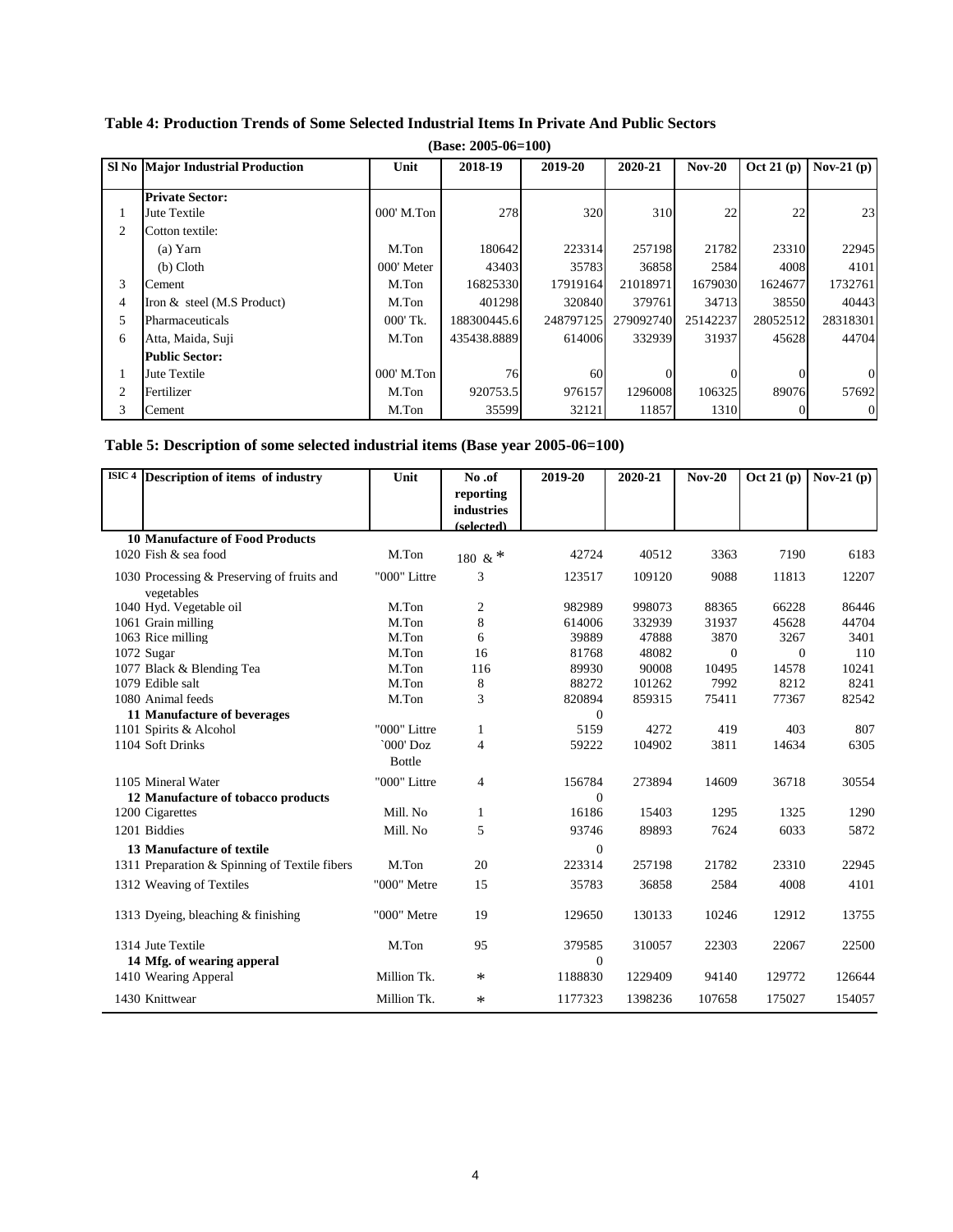## Table 4: Production Trends of Some Selected Industrial Items In Private And Public Sectors

(Base: 2005-06=100)

| Sl No | Major Industrial Production | Unit | 2018-19 | 2019-20 | 2020-21 | Nov-20 | Oct 21 (p) | Nov-21 (p) |
|---|---|---|---|---|---|---|---|---|
| | **Private Sector:** | | | | | | | |
| 1 | Jute Textile | 000' M.Ton | 278 | 320 | 310 | 22 | 22 | 23 |
| 2 | Cotton textile: | | | | | | | |
| | (a) Yarn | M.Ton | 180642 | 223314 | 257198 | 21782 | 23310 | 22945 |
| | (b) Cloth | 000' Meter | 43403 | 35783 | 36858 | 2584 | 4008 | 4101 |
| 3 | Cement | M.Ton | 16825330 | 17919164 | 21018971 | 1679030 | 1624677 | 1732761 |
| 4 | Iron & steel (M.S Product) | M.Ton | 401298 | 320840 | 379761 | 34713 | 38550 | 40443 |
| 5 | Pharmaceuticals | 000' Tk. | 188300445.6 | 248797125 | 279092740 | 25142237 | 28052512 | 28318301 |
| 6 | Atta, Maida, Suji | M.Ton | 435438.8889 | 614006 | 332939 | 31937 | 45628 | 44704 |
| | **Public Sector:** | | | | | | | |
| 1 | Jute Textile | 000' M.Ton | 76 | 60 | 0 | 0 | 0 | 0 |
| 2 | Fertilizer | M.Ton | 920753.5 | 976157 | 1296008 | 106325 | 89076 | 57692 |
| 3 | Cement | M.Ton | 35599 | 32121 | 11857 | 1310 | 0 | 0 |

## Table 5: Description of some selected industrial items (Base year 2005-06=100)

| ISIC 4 | Description of items of industry | Unit | No .of reporting industries (selected) | 2019-20 | 2020-21 | Nov-20 | Oct 21 (p) | Nov-21 (p) |
|---|---|---|---|---|---|---|---|---|
| 10 | **Manufacture of Food Products** | | | | | | | |
| 1020 | Fish & sea food | M.Ton | 180 & * | 42724 | 40512 | 3363 | 7190 | 6183 |
| 1030 | Processing & Preserving of fruits and vegetables | "000" Littre | 3 | 123517 | 109120 | 9088 | 11813 | 12207 |
| 1040 | Hyd. Vegetable oil | M.Ton | 2 | 982989 | 998073 | 88365 | 66228 | 86446 |
| 1061 | Grain milling | M.Ton | 8 | 614006 | 332939 | 31937 | 45628 | 44704 |
| 1063 | Rice milling | M.Ton | 6 | 39889 | 47888 | 3870 | 3267 | 3401 |
| 1072 | Sugar | M.Ton | 16 | 81768 | 48082 | 0 | 0 | 110 |
| 1077 | Black & Blending Tea | M.Ton | 116 | 89930 | 90008 | 10495 | 14578 | 10241 |
| 1079 | Edible salt | M.Ton | 8 | 88272 | 101262 | 7992 | 8212 | 8241 |
| 1080 | Animal feeds | M.Ton | 3 | 820894 | 859315 | 75411 | 77367 | 82542 |
| 11 | **Manufacture of beverages** | | | 0 | | | | |
| 1101 | Spirits & Alcohol | "000" Littre | 1 | 5159 | 4272 | 419 | 403 | 807 |
| 1104 | Soft Drinks | `000' Doz Bottle | 4 | 59222 | 104902 | 3811 | 14634 | 6305 |
| 1105 | Mineral Water | "000" Littre | 4 | 156784 | 273894 | 14609 | 36718 | 30554 |
| 12 | **Manufacture of tobacco products** | | | 0 | | | | |
| 1200 | Cigarettes | Mill. No | 1 | 16186 | 15403 | 1295 | 1325 | 1290 |
| 1201 | Biddies | Mill. No | 5 | 93746 | 89893 | 7624 | 6033 | 5872 |
| 13 | **Manufacture of textile** | | | 0 | | | | |
| 1311 | Preparation & Spinning of Textile fibers | M.Ton | 20 | 223314 | 257198 | 21782 | 23310 | 22945 |
| 1312 | Weaving of Textiles | "000" Metre | 15 | 35783 | 36858 | 2584 | 4008 | 4101 |
| 1313 | Dyeing, bleaching & finishing | "000" Metre | 19 | 129650 | 130133 | 10246 | 12912 | 13755 |
| 1314 | Jute Textile | M.Ton | 95 | 379585 | 310057 | 22303 | 22067 | 22500 |
| 14 | **Mfg. of wearing apperal** | | | 0 | | | | |
| 1410 | Wearing Apperal | Million Tk. | * | 1188830 | 1229409 | 94140 | 129772 | 126644 |
| 1430 | Knittwear | Million Tk. | * | 1177323 | 1398236 | 107658 | 175027 | 154057 |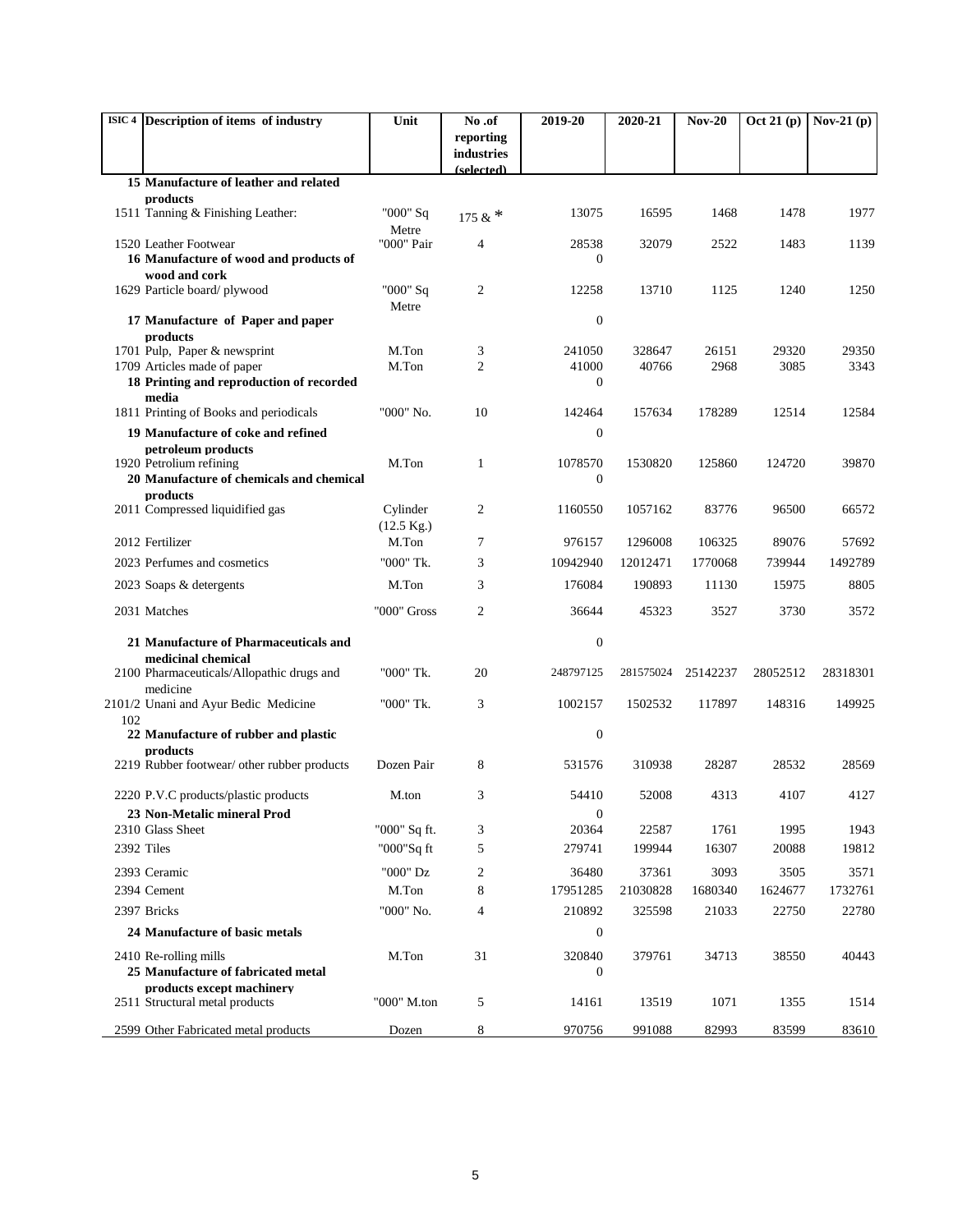| ISIC 4 | Description of items of industry | Unit | No .of reporting industries (selected) | 2019-20 | 2020-21 | Nov-20 | Oct 21 (p) | Nov-21 (p) |
|---|---|---|---|---|---|---|---|---|
| 15 | **Manufacture of leather and related products** | | | | | | | |
| 1511 | Tanning & Finishing Leather: | "000" Sq Metre | 175 & * | 13075 | 16595 | 1468 | 1478 | 1977 |
| 1520 | Leather Footwear | "000" Pair | 4 | 28538 | 32079 | 2522 | 1483 | 1139 |
| 16 | **Manufacture of wood and products of wood and cork** | | | 0 | | | | |
| 1629 | Particle board/ plywood | "000" Sq Metre | 2 | 12258 | 13710 | 1125 | 1240 | 1250 |
| 17 | **Manufacture of Paper and paper products** | | | 0 | | | | |
| 1701 | Pulp, Paper & newsprint | M.Ton | 3 | 241050 | 328647 | 26151 | 29320 | 29350 |
| 1709 | Articles made of paper | M.Ton | 2 | 41000 | 40766 | 2968 | 3085 | 3343 |
| 18 | **Printing and reproduction of recorded media** | | | 0 | | | | |
| 1811 | Printing of Books and periodicals | "000" No. | 10 | 142464 | 157634 | 178289 | 12514 | 12584 |
| 19 | **Manufacture of coke and refined petroleum products** | | | 0 | | | | |
| 1920 | Petrolium refining | M.Ton | 1 | 1078570 | 1530820 | 125860 | 124720 | 39870 |
| 20 | **Manufacture of chemicals and chemical products** | | | 0 | | | | |
| 2011 | Compressed liquidified gas | Cylinder (12.5 Kg.) | 2 | 1160550 | 1057162 | 83776 | 96500 | 66572 |
| 2012 | Fertilizer | M.Ton | 7 | 976157 | 1296008 | 106325 | 89076 | 57692 |
| 2023 | Perfumes and cosmetics | "000" Tk. | 3 | 10942940 | 12012471 | 1770068 | 739944 | 1492789 |
| 2023 | Soaps & detergents | M.Ton | 3 | 176084 | 190893 | 11130 | 15975 | 8805 |
| 2031 | Matches | "000" Gross | 2 | 36644 | 45323 | 3527 | 3730 | 3572 |
| 21 | **Manufacture of Pharmaceuticals and medicinal chemical** | | | 0 | | | | |
| 2100 | Pharmaceuticals/Allopathic drugs and medicine | "000" Tk. | 20 | 248797125 | 281575024 | 25142237 | 28052512 | 28318301 |
| 2101/2102 | Unani and Ayur Bedic Medicine | "000" Tk. | 3 | 1002157 | 1502532 | 117897 | 148316 | 149925 |
| 22 | **Manufacture of rubber and plastic products** | | | 0 | | | | |
| 2219 | Rubber footwear/ other rubber products | Dozen Pair | 8 | 531576 | 310938 | 28287 | 28532 | 28569 |
| 2220 | P.V.C products/plastic products | M.ton | 3 | 54410 | 52008 | 4313 | 4107 | 4127 |
| 23 | **Non-Metalic mineral Prod** | | | 0 | | | | |
| 2310 | Glass Sheet | "000" Sq ft. | 3 | 20364 | 22587 | 1761 | 1995 | 1943 |
| 2392 | Tiles | "000"Sq ft | 5 | 279741 | 199944 | 16307 | 20088 | 19812 |
| 2393 | Ceramic | "000" Dz | 2 | 36480 | 37361 | 3093 | 3505 | 3571 |
| 2394 | Cement | M.Ton | 8 | 17951285 | 21030828 | 1680340 | 1624677 | 1732761 |
| 2397 | Bricks | "000" No. | 4 | 210892 | 325598 | 21033 | 22750 | 22780 |
| 24 | **Manufacture of basic metals** | | | 0 | | | | |
| 2410 | Re-rolling mills | M.Ton | 31 | 320840 | 379761 | 34713 | 38550 | 40443 |
| 25 | **Manufacture of fabricated metal products except machinery** | | | 0 | | | | |
| 2511 | Structural metal products | "000" M.ton | 5 | 14161 | 13519 | 1071 | 1355 | 1514 |
| 2599 | Other Fabricated metal products | Dozen | 8 | 970756 | 991088 | 82993 | 83599 | 83610 |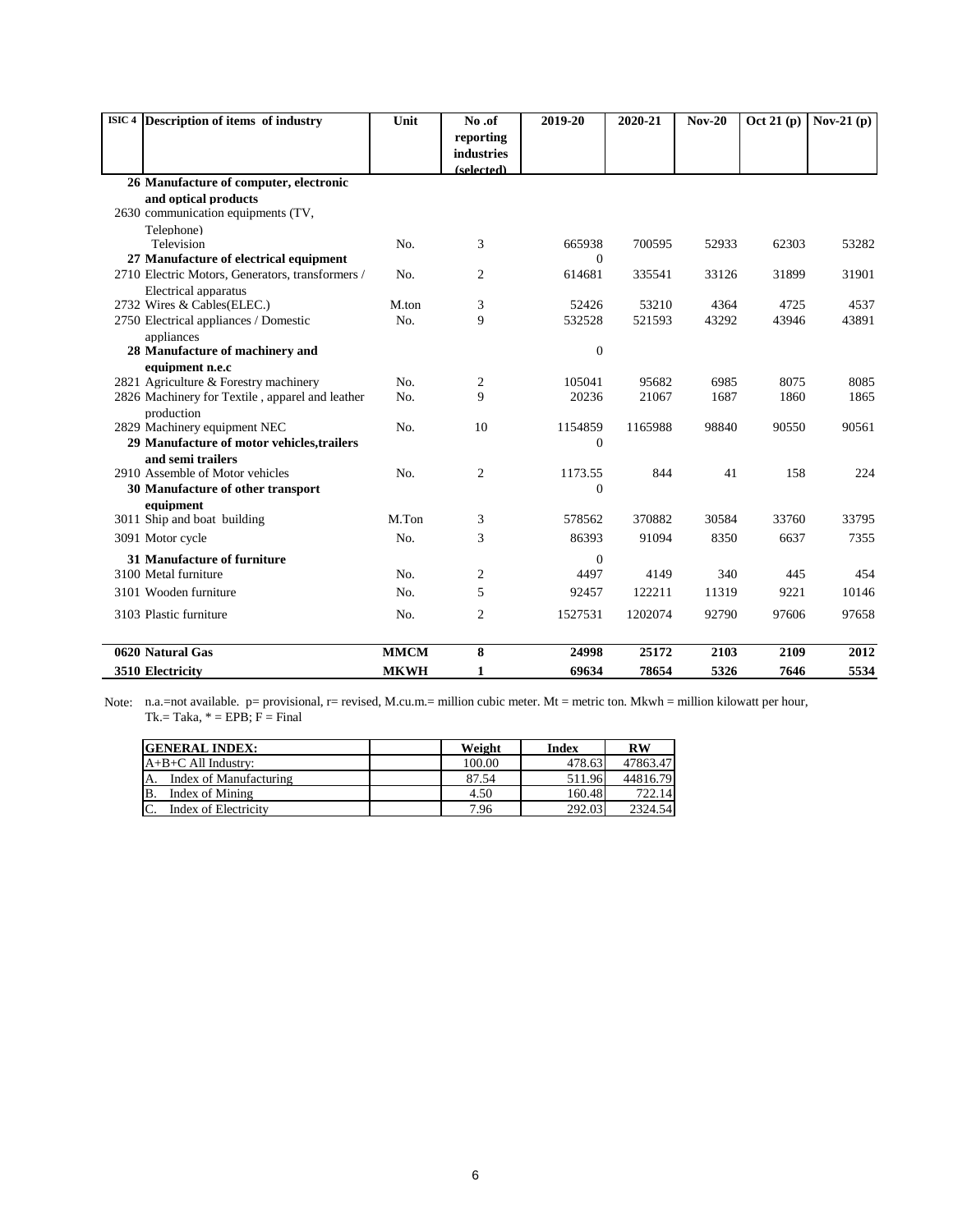| ISIC 4 | Description of items of industry | Unit | No .of reporting industries (selected) | 2019-20 | 2020-21 | Nov-20 | Oct 21 (p) | Nov-21 (p) |
|---|---|---|---|---|---|---|---|---|
| 26 | **Manufacture of computer, electronic and optical products** | | | | | | | |
| 2630 | communication equipments (TV, Telephone) | | | | | | | |
| | Television | No. | 3 | 665938 | 700595 | 52933 | 62303 | 53282 |
| 27 | **Manufacture of electrical equipment** | | | 0 | | | | |
| 2710 | Electric Motors, Generators, transformers / Electrical apparatus | No. | 2 | 614681 | 335541 | 33126 | 31899 | 31901 |
| 2732 | Wires & Cables(ELEC.) | M.ton | 3 | 52426 | 53210 | 4364 | 4725 | 4537 |
| 2750 | Electrical appliances / Domestic appliances | No. | 9 | 532528 | 521593 | 43292 | 43946 | 43891 |
| 28 | **Manufacture of machinery and equipment n.e.c** | | | 0 | | | | |
| 2821 | Agriculture & Forestry machinery | No. | 2 | 105041 | 95682 | 6985 | 8075 | 8085 |
| 2826 | Machinery for Textile , apparel and leather production | No. | 9 | 20236 | 21067 | 1687 | 1860 | 1865 |
| 2829 | Machinery equipment NEC | No. | 10 | 1154859 | 1165988 | 98840 | 90550 | 90561 |
| 29 | **Manufacture of motor vehicles,trailers and semi trailers** | | | 0 | | | | |
| 2910 | Assemble of Motor vehicles | No. | 2 | 1173.55 | 844 | 41 | 158 | 224 |
| 30 | **Manufacture of other transport equipment** | | | 0 | | | | |
| 3011 | Ship and boat building | M.Ton | 3 | 578562 | 370882 | 30584 | 33760 | 33795 |
| 3091 | Motor cycle | No. | 3 | 86393 | 91094 | 8350 | 6637 | 7355 |
| 31 | **Manufacture of furniture** | | | 0 | | | | |
| 3100 | Metal furniture | No. | 2 | 4497 | 4149 | 340 | 445 | 454 |
| 3101 | Wooden furniture | No. | 5 | 92457 | 122211 | 11319 | 9221 | 10146 |
| 3103 | Plastic furniture | No. | 2 | 1527531 | 1202074 | 92790 | 97606 | 97658 |
| **0620** | **Natural Gas** | **MMCM** | **8** | **24998** | **25172** | **2103** | **2109** | **2012** |
| **3510** | **Electricity** | **MKWH** | **1** | **69634** | **78654** | **5326** | **7646** | **5534** |

Note: n.a.=not available. p= provisional, r= revised, M.cu.m.= million cubic meter. Mt = metric ton. Mkwh = million kilowatt per hour, Tk.= Taka, * = EPB; F = Final

| GENERAL INDEX: | | Weight | Index | RW |
|---|---|---|---|---|
| A+B+C All Industry: | | 100.00 | 478.63 | 47863.47 |
| A. Index of Manufacturing | | 87.54 | 511.96 | 44816.79 |
| B. Index of Mining | | 4.50 | 160.48 | 722.14 |
| C. Index of Electricity | | 7.96 | 292.03 | 2324.54 |